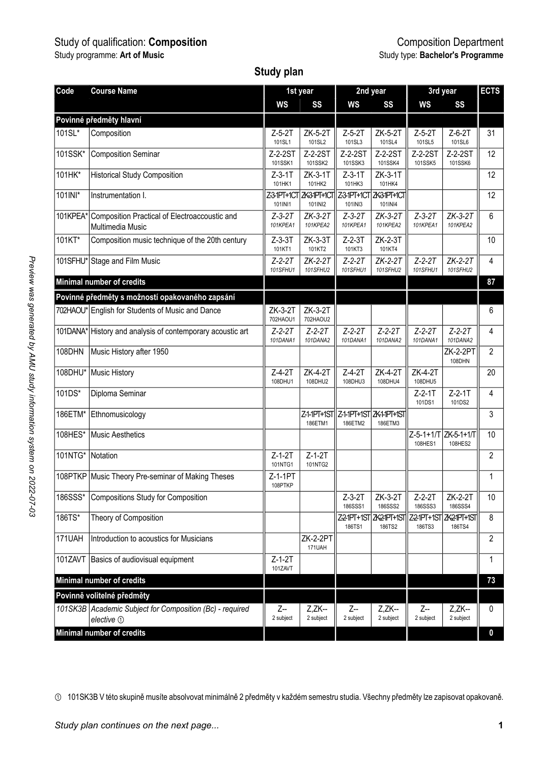Study of qualification: **Composition**
Study programme: **Art of Music**

Composition Department
Study type: **Bachelor's Programme**

## Study plan

| Code | Course Name | 1st year WS | 1st year SS | 2nd year WS | 2nd year SS | 3rd year WS | 3rd year SS | ECTS |
|---|---|---|---|---|---|---|---|---|
| **Povinné předměty hlavní** | | | | | | | | |
| 101SL* | Composition | Z-5-2T 101SL1 | ZK-5-2T 101SL2 | Z-5-2T 101SL3 | ZK-5-2T 101SL4 | Z-5-2T 101SL5 | Z-6-2T 101SL6 | 31 |
| 101SSK* | Composition Seminar | Z-2-2ST 101SSK1 | Z-2-2ST 101SSK2 | Z-2-2ST 101SSK3 | Z-2-2ST 101SSK4 | Z-2-2ST 101SSK5 | Z-2-2ST 101SSK6 | 12 |
| 101HK* | Historical Study Composition | Z-3-1T 101HK1 | ZK-3-1T 101HK2 | Z-3-1T 101HK3 | ZK-3-1T 101HK4 | | | 12 |
| 101INI* | Instrumentation I. | Z-3-1PT+1CT 101INI1 | ZK-3-1PT+1CT 101INI2 | Z-3-1PT+1CT 101INI3 | ZK-3-1PT+1CT 101INI4 | | | 12 |
| 101KPEA* | Composition Practical of Electroaccoustic and Multimedia Music | *Z-3-2T 101KPEA1* | *ZK-3-2T 101KPEA2* | *Z-3-2T 101KPEA1* | *ZK-3-2T 101KPEA2* | *Z-3-2T 101KPEA1* | *ZK-3-2T 101KPEA2* | 6 |
| 101KT* | Composition music technique of the 20th century | Z-3-3T 101KT1 | ZK-3-3T 101KT2 | Z-2-3T 101KT3 | ZK-2-3T 101KT4 | | | 10 |
| 101SFHU* | Stage and Film Music | *Z-2-2T 101SFHU1* | *ZK-2-2T 101SFHU2* | *Z-2-2T 101SFHU1* | *ZK-2-2T 101SFHU2* | *Z-2-2T 101SFHU1* | *ZK-2-2T 101SFHU2* | 4 |
| **Minimal number of credits** | | | | | | | | **87** |
| **Povinné předměty s možností opakovaného zapsání** | | | | | | | | |
| 702HAOU* | English for Students of Music and Dance | ZK-3-2T 702HAOU1 | ZK-3-2T 702HAOU2 | | | | | 6 |
| 101DANA* | History and analysis of contemporary acoustic art | *Z-2-2T 101DANA1* | *Z-2-2T 101DANA2* | *Z-2-2T 101DANA1* | *Z-2-2T 101DANA2* | *Z-2-2T 101DANA1* | *Z-2-2T 101DANA2* | 4 |
| 108DHN | Music History after 1950 | | | | | | ZK-2-2PT 108DHN | 2 |
| 108DHU* | Music History | Z-4-2T 108DHU1 | ZK-4-2T 108DHU2 | Z-4-2T 108DHU3 | ZK-4-2T 108DHU4 | ZK-4-2T 108DHU5 | | 20 |
| 101DS* | Diploma Seminar | | | | | Z-2-1T 101DS1 | Z-2-1T 101DS2 | 4 |
| 186ETM* | Ethnomusicology | | Z-1-1PT+1ST 186ETM1 | Z-1-1PT+1ST 186ETM2 | ZK-1-1PT+1ST 186ETM3 | | | 3 |
| 108HES* | Music Aesthetics | | | | | Z-5-1+1/T 108HES1 | ZK-5-1+1/T 108HES2 | 10 |
| 101NTG* | Notation | Z-1-2T 101NTG1 | Z-1-2T 101NTG2 | | | | | 2 |
| 108PTKP | Music Theory Pre-seminar of Making Theses | Z-1-1PT 108PTKP | | | | | | 1 |
| 186SSS* | Compositions Study for Composition | | | Z-3-2T 186SSS1 | ZK-3-2T 186SSS2 | Z-2-2T 186SSS3 | ZK-2-2T 186SSS4 | 10 |
| 186TS* | Theory of Composition | | | Z-2-1PT+1ST 186TS1 | ZK-2-1PT+1ST 186TS2 | Z-2-1PT+1ST 186TS3 | ZK-2-1PT+1ST 186TS4 | 8 |
| 171UAH | Introduction to acoustics for Musicians | | ZK-2-2PT 171UAH | | | | | 2 |
| 101ZAVT | Basics of audiovisual equipment | Z-1-2T 101ZAVT | | | | | | 1 |
| **Minimal number of credits** | | | | | | | | **73** |
| **Povinně volitelné předměty** | | | | | | | | |
| *101SK3B* | *Academic Subject for Composition (Bc) - required elective* ① | Z-- 2 subject | Z,ZK-- 2 subject | Z-- 2 subject | Z,ZK-- 2 subject | Z-- 2 subject | Z,ZK-- 2 subject | 0 |
| **Minimal number of credits** | | | | | | | | **0** |

① 101SK3B V této skupině musíte absolvovat minimálně 2 předměty v každém semestru studia. Všechny předměty lze zapisovat opakovaně.

*Study plan continues on the next page...*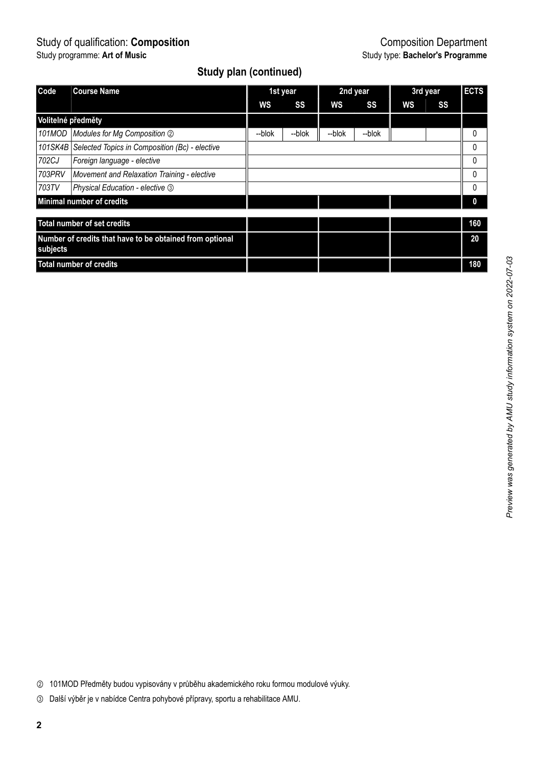Study of qualification: **Composition**
Study programme: **Art of Music**

Composition Department
Study type: **Bachelor's Programme**

## Study plan (continued)

| Code | Course Name | 1st year | | 2nd year | | 3rd year | | ECTS |
|---|---|---|---|---|---|---|---|---|
| | | WS | SS | WS | SS | WS | SS | |
| **Volitelné předměty** | | | | | | | | |
| *101MOD* | *Modules for Mg Composition* ② | --blok | --blok | --blok | --blok | | | 0 |
| *101SK4B* | *Selected Topics in Composition (Bc) - elective* | | | | | | | 0 |
| *702CJ* | *Foreign language - elective* | | | | | | | 0 |
| *703PRV* | *Movement and Relaxation Training - elective* | | | | | | | 0 |
| *703TV* | *Physical Education - elective* ③ | | | | | | | 0 |
| **Minimal number of credits** | | | | | | | | **0** |
| **Total number of set credits** | | | | | | | | **160** |
| **Number of credits that have to be obtained from optional subjects** | | | | | | | | **20** |
| **Total number of credits** | | | | | | | | **180** |

Preview was generated by AMU study information system on 2022-07-03

② 101MOD Předměty budou vypisovány v průběhu akademického roku formou modulové výuky.

③ Další výběr je v nabídce Centra pohybové přípravy, sportu a rehabilitace AMU.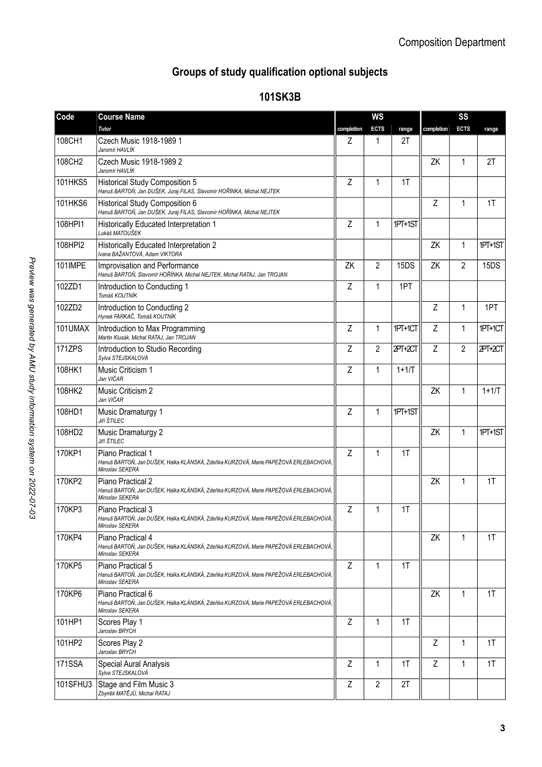# Groups of study qualification optional subjects

## 101SK3B

| Code | Course Name | WS | | | SS | | |
|---|---|---|---|---|---|---|---|
| | *Tutor* | completion | ECTS | range | completion | ECTS | range |
| 108CH1 | Czech Music 1918-1989 1<br>*Jaromír HAVLÍK* | Z | 1 | 2T | | | |
| 108CH2 | Czech Music 1918-1989 2<br>*Jaromír HAVLÍK* | | | | ZK | 1 | 2T |
| 101HKS5 | Historical Study Composition 5<br>*Hanuš BARTOŇ, Jan DUŠEK, Juraj FILAS, Slavomír HOŘÍNKA, Michal NEJTEK* | Z | 1 | 1T | | | |
| 101HKS6 | Historical Study Composition 6<br>*Hanuš BARTOŇ, Jan DUŠEK, Juraj FILAS, Slavomír HOŘÍNKA, Michal NEJTEK* | | | | Z | 1 | 1T |
| 108HPI1 | Historically Educated Interpretation 1<br>*Lukáš MATOUŠEK* | Z | 1 | 1PT+1ST | | | |
| 108HPI2 | Historically Educated Interpretation 2<br>*Ivana BAŽANTOVÁ, Adam VIKTORA* | | | | ZK | 1 | 1PT+1ST |
| 101IMPE | Improvisation and Performance<br>*Hanuš BARTOŇ, Slavomír HOŘÍNKA, Michal NEJTEK, Michal RATAJ, Jan TROJAN* | ZK | 2 | 15DS | ZK | 2 | 15DS |
| 102ZD1 | Introduction to Conducting 1<br>*Tomáš KOUTNÍK* | Z | 1 | 1PT | | | |
| 102ZD2 | Introduction to Conducting 2<br>*Hynek FARKAČ, Tomáš KOUTNÍK* | | | | Z | 1 | 1PT |
| 101UMAX | Introduction to Max Programming<br>*Martin Klusák, Michal RATAJ, Jan TROJAN* | Z | 1 | 1PT+1CT | Z | 1 | 1PT+1CT |
| 171ZPS | Introduction to Studio Recording<br>*Sylva STEJSKALOVÁ* | Z | 2 | 2PT+2CT | Z | 2 | 2PT+2CT |
| 108HK1 | Music Criticism 1<br>*Jan VIČAR* | Z | 1 | 1+1/T | | | |
| 108HK2 | Music Criticism 2<br>*Jan VIČAR* | | | | ZK | 1 | 1+1/T |
| 108HD1 | Music Dramaturgy 1<br>*Jiří ŠTILEC* | Z | 1 | 1PT+1ST | | | |
| 108HD2 | Music Dramaturgy 2<br>*Jiří ŠTILEC* | | | | ZK | 1 | 1PT+1ST |
| 170KP1 | Piano Practical 1<br>*Hanuš BARTOŇ, Jan DUŠEK, Halka KLÁNSKÁ, Zdeňka KURZOVÁ, Marie PAPEŽOVÁ ERLEBACHOVÁ, Miroslav SEKERA* | Z | 1 | 1T | | | |
| 170KP2 | Piano Practical 2<br>*Hanuš BARTOŇ, Jan DUŠEK, Halka KLÁNSKÁ, Zdeňka KURZOVÁ, Marie PAPEŽOVÁ ERLEBACHOVÁ, Miroslav SEKERA* | | | | ZK | 1 | 1T |
| 170KP3 | Piano Practical 3<br>*Hanuš BARTOŇ, Jan DUŠEK, Halka KLÁNSKÁ, Zdeňka KURZOVÁ, Marie PAPEŽOVÁ ERLEBACHOVÁ, Miroslav SEKERA* | Z | 1 | 1T | | | |
| 170KP4 | Piano Practical 4<br>*Hanuš BARTOŇ, Jan DUŠEK, Halka KLÁNSKÁ, Zdeňka KURZOVÁ, Marie PAPEŽOVÁ ERLEBACHOVÁ, Miroslav SEKERA* | | | | ZK | 1 | 1T |
| 170KP5 | Piano Practical 5<br>*Hanuš BARTOŇ, Jan DUŠEK, Halka KLÁNSKÁ, Zdeňka KURZOVÁ, Marie PAPEŽOVÁ ERLEBACHOVÁ, Miroslav SEKERA* | Z | 1 | 1T | | | |
| 170KP6 | Piano Practical 6<br>*Hanuš BARTOŇ, Jan DUŠEK, Halka KLÁNSKÁ, Zdeňka KURZOVÁ, Marie PAPEŽOVÁ ERLEBACHOVÁ, Miroslav SEKERA* | | | | ZK | 1 | 1T |
| 101HP1 | Scores Play 1<br>*Jaroslav BRYCH* | Z | 1 | 1T | | | |
| 101HP2 | Scores Play 2<br>*Jaroslav BRYCH* | | | | Z | 1 | 1T |
| 171SSA | Special Aural Analysis<br>*Sylva STEJSKALOVÁ* | Z | 1 | 1T | Z | 1 | 1T |
| 101SFHU3 | Stage and Film Music 3<br>*Zbyněk MATĚJŮ, Michal RATAJ* | Z | 2 | 2T | | | |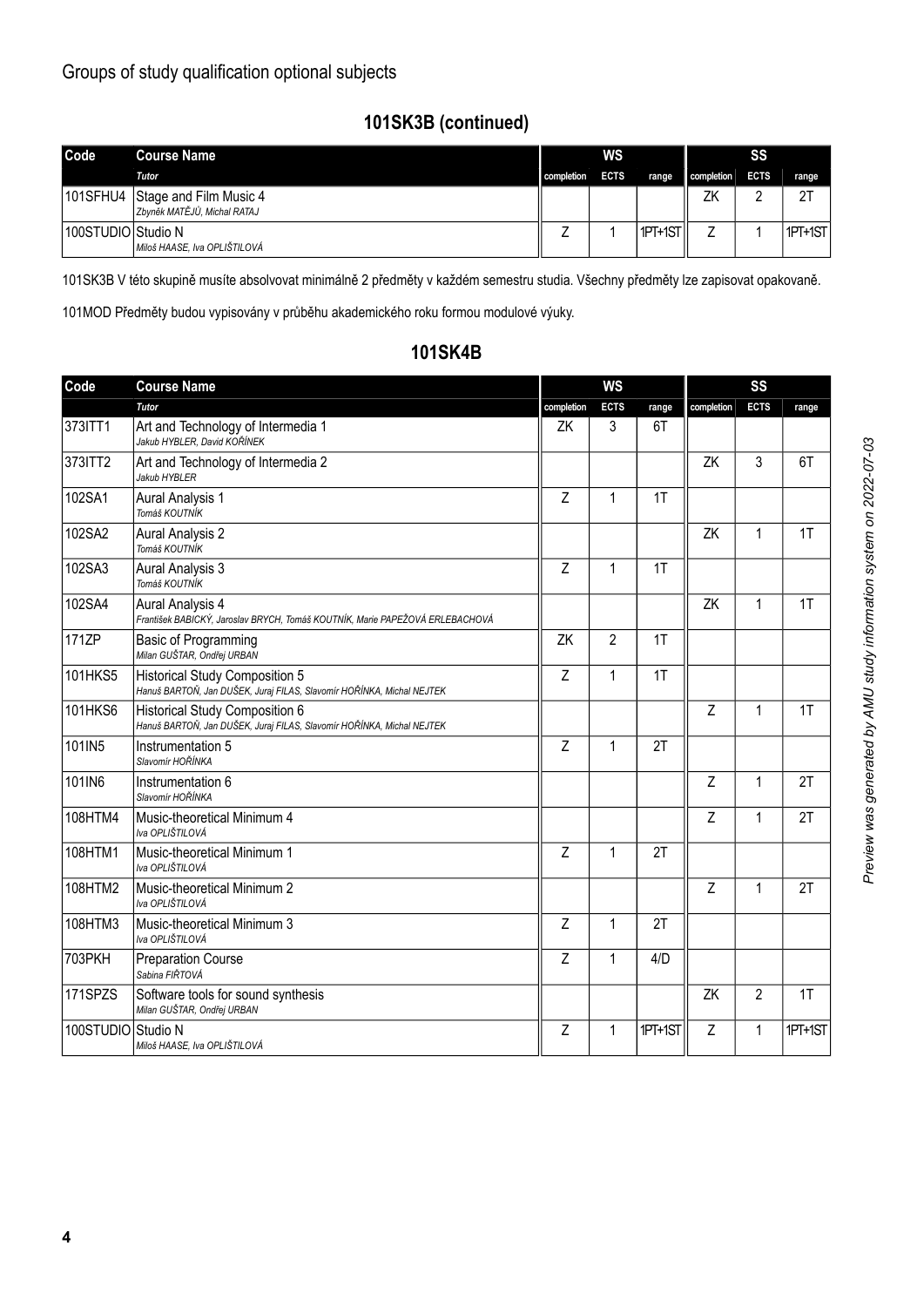Groups of study qualification optional subjects

## 101SK3B (continued)

| Code | Course Name | WS | | | SS | | |
|---|---|---|---|---|---|---|---|
| | *Tutor* | completion | ECTS | range | completion | ECTS | range |
| 101SFHU4 | Stage and Film Music 4<br>*Zbyněk MATĚJŮ, Michal RATAJ* | | | | ZK | 2 | 2T |
| 100STUDIO | Studio N<br>*Miloš HAASE, Iva OPLIŠTILOVÁ* | Z | 1 | 1PT+1ST | Z | 1 | 1PT+1ST |

101SK3B V této skupině musíte absolvovat minimálně 2 předměty v každém semestru studia. Všechny předměty lze zapisovat opakovaně.

101MOD Předměty budou vypisovány v průběhu akademického roku formou modulové výuky.

## 101SK4B

| Code | Course Name | WS | | | SS | | |
|---|---|---|---|---|---|---|---|
| | *Tutor* | completion | ECTS | range | completion | ECTS | range |
| 373ITT1 | Art and Technology of Intermedia 1<br>*Jakub HYBLER, David KOŘÍNEK* | ZK | 3 | 6T | | | |
| 373ITT2 | Art and Technology of Intermedia 2<br>*Jakub HYBLER* | | | | ZK | 3 | 6T |
| 102SA1 | Aural Analysis 1<br>*Tomáš KOUTNÍK* | Z | 1 | 1T | | | |
| 102SA2 | Aural Analysis 2<br>*Tomáš KOUTNÍK* | | | | ZK | 1 | 1T |
| 102SA3 | Aural Analysis 3<br>*Tomáš KOUTNÍK* | Z | 1 | 1T | | | |
| 102SA4 | Aural Analysis 4<br>*František BABICKÝ, Jaroslav BRYCH, Tomáš KOUTNÍK, Marie PAPEŽOVÁ ERLEBACHOVÁ* | | | | ZK | 1 | 1T |
| 171ZP | Basic of Programming<br>*Milan GUŠTAR, Ondřej URBAN* | ZK | 2 | 1T | | | |
| 101HKS5 | Historical Study Composition 5<br>*Hanuš BARTOŇ, Jan DUŠEK, Juraj FILAS, Slavomír HOŘÍNKA, Michal NEJTEK* | Z | 1 | 1T | | | |
| 101HKS6 | Historical Study Composition 6<br>*Hanuš BARTOŇ, Jan DUŠEK, Juraj FILAS, Slavomír HOŘÍNKA, Michal NEJTEK* | | | | Z | 1 | 1T |
| 101IN5 | Instrumentation 5<br>*Slavomír HOŘÍNKA* | Z | 1 | 2T | | | |
| 101IN6 | Instrumentation 6<br>*Slavomír HOŘÍNKA* | | | | Z | 1 | 2T |
| 108HTM4 | Music-theoretical Minimum 4<br>*Iva OPLIŠTILOVÁ* | | | | Z | 1 | 2T |
| 108HTM1 | Music-theoretical Minimum 1<br>*Iva OPLIŠTILOVÁ* | Z | 1 | 2T | | | |
| 108HTM2 | Music-theoretical Minimum 2<br>*Iva OPLIŠTILOVÁ* | | | | Z | 1 | 2T |
| 108HTM3 | Music-theoretical Minimum 3<br>*Iva OPLIŠTILOVÁ* | Z | 1 | 2T | | | |
| 703PKH | Preparation Course<br>*Sabina FIŘTOVÁ* | Z | 1 | 4/D | | | |
| 171SPZS | Software tools for sound synthesis<br>*Milan GUŠTAR, Ondřej URBAN* | | | | ZK | 2 | 1T |
| 100STUDIO | Studio N<br>*Miloš HAASE, Iva OPLIŠTILOVÁ* | Z | 1 | 1PT+1ST | Z | 1 | 1PT+1ST |